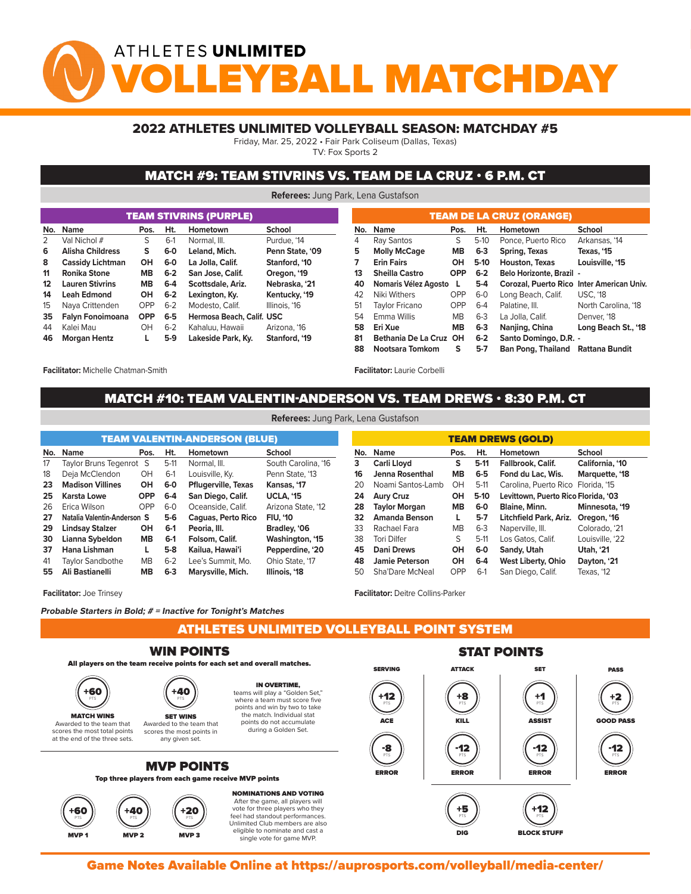# ATHLETES UNLIMITED VOLLEYBALL MATCHDAY

## 2022 ATHLETES UNLIMITED VOLLEYBALL SEASON: MATCHDAY #5

Friday, Mar. 25, 2022 • Fair Park Coliseum (Dallas, Texas)
TV: Fox Sports 2

## MATCH #9: TEAM STIVRINS VS. TEAM DE LA CRUZ • 6 P.M. CT

**Referees:** Jung Park, Lena Gustafson

### TEAM STIVRINS (PURPLE)

| No. | Name | Pos. | Ht. | Hometown | School |
|---|---|---|---|---|---|
| 2 | Val Nichol # | S | 6-1 | Normal, Ill. | Purdue, '14 |
| **6** | **Alisha Childress** | **S** | **6-0** | **Leland, Mich.** | **Penn State, '09** |
| **8** | **Cassidy Lichtman** | **OH** | **6-0** | **La Jolla, Calif.** | **Stanford, '10** |
| **11** | **Ronika Stone** | **MB** | **6-2** | **San Jose, Calif.** | **Oregon, '19** |
| **12** | **Lauren Stivrins** | **MB** | **6-4** | **Scottsdale, Ariz.** | **Nebraska, '21** |
| **14** | **Leah Edmond** | **OH** | **6-2** | **Lexington, Ky.** | **Kentucky, '19** |
| 15 | Naya Crittenden | OPP | 6-2 | Modesto, Calif. | Illinois, '16 |
| **35** | **Falyn Fonoimoana** | **OPP** | **6-5** | **Hermosa Beach, Calif.** | **USC** |
| 44 | Kalei Mau | OH | 6-2 | Kahaluu, Hawaii | Arizona, '16 |
| **46** | **Morgan Hentz** | **L** | **5-9** | **Lakeside Park, Ky.** | **Stanford, '19** |

**Facilitator:** Michelle Chatman-Smith

### TEAM DE LA CRUZ (ORANGE)

| No. | Name | Pos. | Ht. | Hometown | School |
|---|---|---|---|---|---|
| 4 | Ray Santos | S | 5-10 | Ponce, Puerto Rico | Arkansas, '14 |
| **5** | **Molly McCage** | **MB** | **6-3** | **Spring, Texas** | **Texas, '15** |
| **7** | **Erin Fairs** | **OH** | **5-10** | **Houston, Texas** | **Louisville, '15** |
| **13** | **Sheilla Castro** | **OPP** | **6-2** | **Belo Horizonte, Brazil** | **-** |
| **40** | **Nomaris Vélez Agosto** | **L** | **5-4** | **Corozal, Puerto Rico** | **Inter American Univ.** |
| 42 | Niki Withers | OPP | 6-0 | Long Beach, Calif. | USC, '18 |
| 51 | Taylor Fricano | OPP | 6-4 | Palatine, Ill. | North Carolina, '18 |
| 54 | Emma Willis | MB | 6-3 | La Jolla, Calif. | Denver, '18 |
| **58** | **Eri Xue** | **MB** | **6-3** | **Nanjing, China** | **Long Beach St., '18** |
| **81** | **Bethania De La Cruz** | **OH** | **6-2** | **Santo Domingo, D.R.** | **-** |
| **88** | **Nootsara Tomkom** | **S** | **5-7** | **Ban Pong, Thailand** | **Rattana Bundit** |

**Facilitator:** Laurie Corbelli

## MATCH #10: TEAM VALENTIN-ANDERSON VS. TEAM DREWS • 8:30 P.M. CT

**Referees:** Jung Park, Lena Gustafson

### TEAM VALENTIN-ANDERSON (BLUE)

| No. | Name | Pos. | Ht. | Hometown | School |
|---|---|---|---|---|---|
| 17 | Taylor Bruns Tegenrot | S | 5-11 | Normal, Ill. | South Carolina, '16 |
| 18 | Deja McClendon | OH | 6-1 | Louisville, Ky. | Penn State, '13 |
| **23** | **Madison Villines** | **OH** | **6-0** | **Pflugerville, Texas** | **Kansas, '17** |
| **25** | **Karsta Lowe** | **OPP** | **6-4** | **San Diego, Calif.** | **UCLA, '15** |
| 26 | Erica Wilson | OPP | 6-0 | Oceanside, Calif. | Arizona State, '12 |
| **27** | **Natalia Valentin-Anderson** | **S** | **5-6** | **Caguas, Perto Rico** | **FIU, '10** |
| **29** | **Lindsay Stalzer** | **OH** | **6-1** | **Peoria, Ill.** | **Bradley, '06** |
| **30** | **Lianna Sybeldon** | **MB** | **6-1** | **Folsom, Calif.** | **Washington, '15** |
| **37** | **Hana Lishman** | **L** | **5-8** | **Kailua, Hawai'i** | **Pepperdine, '20** |
| 41 | Taylor Sandbothe | MB | 6-2 | Lee's Summit, Mo. | Ohio State, '17 |
| **55** | **Ali Bastianelli** | **MB** | **6-3** | **Marysville, Mich.** | **Illinois, '18** |

**Facilitator:** Joe Trinsey

### TEAM DREWS (GOLD)

| No. | Name | Pos. | Ht. | Hometown | School |
|---|---|---|---|---|---|
| **3** | **Carli Lloyd** | **S** | **5-11** | **Fallbrook, Calif.** | **California, '10** |
| **16** | **Jenna Rosenthal** | **MB** | **6-5** | **Fond du Lac, Wis.** | **Marquette, '18** |
| 20 | Noami Santos-Lamb | OH | 5-11 | Carolina, Puerto Rico | Florida, '15 |
| **24** | **Aury Cruz** | **OH** | **5-10** | **Levittown, Puerto Rico** | **Florida, '03** |
| **28** | **Taylor Morgan** | **MB** | **6-0** | **Blaine, Minn.** | **Minnesota, '19** |
| **32** | **Amanda Benson** | **L** | **5-7** | **Litchfield Park, Ariz.** | **Oregon, '16** |
| 33 | Rachael Fara | MB | 6-3 | Naperville, Ill. | Colorado, '21 |
| 38 | Tori Dilfer | S | 5-11 | Los Gatos, Calif. | Louisville, '22 |
| **45** | **Dani Drews** | **OH** | **6-0** | **Sandy, Utah** | **Utah, '21** |
| **48** | **Jamie Peterson** | **OH** | **6-4** | **West Liberty, Ohio** | **Dayton, '21** |
| 50 | Sha'Dare McNeal | OPP | 6-1 | San Diego, Calif. | Texas, '12 |

**Facilitator:** Deitre Collins-Parker

***Probable Starters in Bold; # = Inactive for Tonight's Matches***

## ATHLETES UNLIMITED VOLLEYBALL POINT SYSTEM

### WIN POINTS

**All players on the team receive points for each set and overall matches.**

- **+60 PTS — MATCH WINS:** Awarded to the team that scores the most total points at the end of the three sets.
- **+40 PTS — SET WINS:** Awarded to the team that scores the most points in any given set.

**IN OVERTIME,** teams will play a "Golden Set," where a team must score five points and win by two to take the match. Individual stat points do not accumulate during a Golden Set.

### MVP POINTS

**Top three players from each game receive MVP points**

- **+60 PTS — MVP 1**
- **+40 PTS — MVP 2**
- **+20 PTS — MVP 3**

**NOMINATIONS AND VOTING:** After the game, all players will vote for three players who they feel had standout performances. Unlimited Club members are also eligible to nominate and cast a single vote for game MVP.

### STAT POINTS

- **SERVING:** +12 PTS ACE; -8 PTS ERROR
- **ATTACK:** +8 PTS KILL; -12 PTS ERROR
- **SET:** +1 PTS ASSIST; -12 PTS ERROR
- **PASS:** +2 PTS GOOD PASS; -12 PTS ERROR
- +5 PTS DIG
- +12 PTS BLOCK STUFF

**Game Notes Available Online at https://auprosports.com/volleyball/media-center/**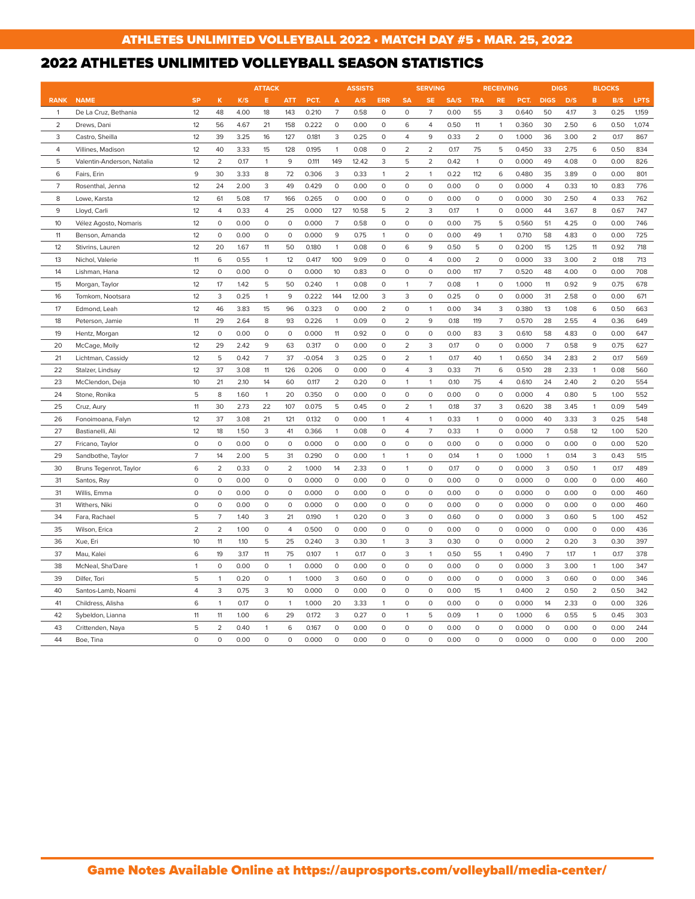# 2022 ATHLETES UNLIMITED VOLLEYBALL SEASON STATISTICS

| | | | ATTACK | | | | | ASSISTS | | | SERVING | | | RECEIVING | | | DIGS | | BLOCKS | | |
|---|---|---|---|---|---|---|---|---|---|---|---|---|---|---|---|---|---|---|---|---|---|
| RANK | NAME | SP | K | K/S | E | ATT | PCT. | A | A/S | ERR | SA | SE | SA/S | TRA | RE | PCT. | DIGS | D/S | B | B/S | LPTS |
| 1 | De La Cruz, Bethania | 12 | 48 | 4.00 | 18 | 143 | 0.210 | 7 | 0.58 | 0 | 0 | 7 | 0.00 | 55 | 3 | 0.640 | 50 | 4.17 | 3 | 0.25 | 1,159 |
| 2 | Drews, Dani | 12 | 56 | 4.67 | 21 | 158 | 0.222 | 0 | 0.00 | 0 | 6 | 4 | 0.50 | 11 | 1 | 0.360 | 30 | 2.50 | 6 | 0.50 | 1,074 |
| 3 | Castro, Sheilla | 12 | 39 | 3.25 | 16 | 127 | 0.181 | 3 | 0.25 | 0 | 4 | 9 | 0.33 | 2 | 0 | 1.000 | 36 | 3.00 | 2 | 0.17 | 867 |
| 4 | Villines, Madison | 12 | 40 | 3.33 | 15 | 128 | 0.195 | 1 | 0.08 | 0 | 2 | 2 | 0.17 | 75 | 5 | 0.450 | 33 | 2.75 | 6 | 0.50 | 834 |
| 5 | Valentin-Anderson, Natalia | 12 | 2 | 0.17 | 1 | 9 | 0.111 | 149 | 12.42 | 3 | 5 | 2 | 0.42 | 1 | 0 | 0.000 | 49 | 4.08 | 0 | 0.00 | 826 |
| 6 | Fairs, Erin | 9 | 30 | 3.33 | 8 | 72 | 0.306 | 3 | 0.33 | 1 | 2 | 1 | 0.22 | 112 | 6 | 0.480 | 35 | 3.89 | 0 | 0.00 | 801 |
| 7 | Rosenthal, Jenna | 12 | 24 | 2.00 | 3 | 49 | 0.429 | 0 | 0.00 | 0 | 0 | 0 | 0.00 | 0 | 0 | 0.000 | 4 | 0.33 | 10 | 0.83 | 776 |
| 8 | Lowe, Karsta | 12 | 61 | 5.08 | 17 | 166 | 0.265 | 0 | 0.00 | 0 | 0 | 0 | 0.00 | 0 | 0 | 0.000 | 30 | 2.50 | 4 | 0.33 | 762 |
| 9 | Lloyd, Carli | 12 | 4 | 0.33 | 4 | 25 | 0.000 | 127 | 10.58 | 5 | 2 | 3 | 0.17 | 1 | 0 | 0.000 | 44 | 3.67 | 8 | 0.67 | 747 |
| 10 | Vélez Agosto, Nomaris | 12 | 0 | 0.00 | 0 | 0 | 0.000 | 7 | 0.58 | 0 | 0 | 0 | 0.00 | 75 | 5 | 0.560 | 51 | 4.25 | 0 | 0.00 | 746 |
| 11 | Benson, Amanda | 12 | 0 | 0.00 | 0 | 0 | 0.000 | 9 | 0.75 | 1 | 0 | 0 | 0.00 | 49 | 1 | 0.710 | 58 | 4.83 | 0 | 0.00 | 725 |
| 12 | Stivrins, Lauren | 12 | 20 | 1.67 | 11 | 50 | 0.180 | 1 | 0.08 | 0 | 6 | 9 | 0.50 | 5 | 0 | 0.200 | 15 | 1.25 | 11 | 0.92 | 718 |
| 13 | Nichol, Valerie | 11 | 6 | 0.55 | 1 | 12 | 0.417 | 100 | 9.09 | 0 | 0 | 4 | 0.00 | 2 | 0 | 0.000 | 33 | 3.00 | 2 | 0.18 | 713 |
| 14 | Lishman, Hana | 12 | 0 | 0.00 | 0 | 0 | 0.000 | 10 | 0.83 | 0 | 0 | 0 | 0.00 | 117 | 7 | 0.520 | 48 | 4.00 | 0 | 0.00 | 708 |
| 15 | Morgan, Taylor | 12 | 17 | 1.42 | 5 | 50 | 0.240 | 1 | 0.08 | 0 | 1 | 7 | 0.08 | 1 | 0 | 1.000 | 11 | 0.92 | 9 | 0.75 | 678 |
| 16 | Tomkom, Nootsara | 12 | 3 | 0.25 | 1 | 9 | 0.222 | 144 | 12.00 | 3 | 3 | 0 | 0.25 | 0 | 0 | 0.000 | 31 | 2.58 | 0 | 0.00 | 671 |
| 17 | Edmond, Leah | 12 | 46 | 3.83 | 15 | 96 | 0.323 | 0 | 0.00 | 2 | 0 | 1 | 0.00 | 34 | 3 | 0.380 | 13 | 1.08 | 6 | 0.50 | 663 |
| 18 | Peterson, Jamie | 11 | 29 | 2.64 | 8 | 93 | 0.226 | 1 | 0.09 | 0 | 2 | 9 | 0.18 | 119 | 7 | 0.570 | 28 | 2.55 | 4 | 0.36 | 649 |
| 19 | Hentz, Morgan | 12 | 0 | 0.00 | 0 | 0 | 0.000 | 11 | 0.92 | 0 | 0 | 0 | 0.00 | 83 | 3 | 0.610 | 58 | 4.83 | 0 | 0.00 | 647 |
| 20 | McCage, Molly | 12 | 29 | 2.42 | 9 | 63 | 0.317 | 0 | 0.00 | 0 | 2 | 3 | 0.17 | 0 | 0 | 0.000 | 7 | 0.58 | 9 | 0.75 | 627 |
| 21 | Lichtman, Cassidy | 12 | 5 | 0.42 | 7 | 37 | -0.054 | 3 | 0.25 | 0 | 2 | 1 | 0.17 | 40 | 1 | 0.650 | 34 | 2.83 | 2 | 0.17 | 569 |
| 22 | Stalzer, Lindsay | 12 | 37 | 3.08 | 11 | 126 | 0.206 | 0 | 0.00 | 0 | 4 | 3 | 0.33 | 71 | 6 | 0.510 | 28 | 2.33 | 1 | 0.08 | 560 |
| 23 | McClendon, Deja | 10 | 21 | 2.10 | 14 | 60 | 0.117 | 2 | 0.20 | 0 | 1 | 1 | 0.10 | 75 | 4 | 0.610 | 24 | 2.40 | 2 | 0.20 | 554 |
| 24 | Stone, Ronika | 5 | 8 | 1.60 | 1 | 20 | 0.350 | 0 | 0.00 | 0 | 0 | 0 | 0.00 | 0 | 0 | 0.000 | 4 | 0.80 | 5 | 1.00 | 552 |
| 25 | Cruz, Aury | 11 | 30 | 2.73 | 22 | 107 | 0.075 | 5 | 0.45 | 0 | 2 | 1 | 0.18 | 37 | 3 | 0.620 | 38 | 3.45 | 1 | 0.09 | 549 |
| 26 | Fonoimoana, Falyn | 12 | 37 | 3.08 | 21 | 121 | 0.132 | 0 | 0.00 | 1 | 4 | 1 | 0.33 | 1 | 0 | 0.000 | 40 | 3.33 | 3 | 0.25 | 548 |
| 27 | Bastianelli, Ali | 12 | 18 | 1.50 | 3 | 41 | 0.366 | 1 | 0.08 | 0 | 4 | 7 | 0.33 | 1 | 0 | 0.000 | 7 | 0.58 | 12 | 1.00 | 520 |
| 27 | Fricano, Taylor | 0 | 0 | 0.00 | 0 | 0 | 0.000 | 0 | 0.00 | 0 | 0 | 0 | 0.00 | 0 | 0 | 0.000 | 0 | 0.00 | 0 | 0.00 | 520 |
| 29 | Sandbothe, Taylor | 7 | 14 | 2.00 | 5 | 31 | 0.290 | 0 | 0.00 | 1 | 1 | 0 | 0.14 | 1 | 0 | 1.000 | 1 | 0.14 | 3 | 0.43 | 515 |
| 30 | Bruns Tegenrot, Taylor | 6 | 2 | 0.33 | 0 | 2 | 1.000 | 14 | 2.33 | 0 | 1 | 0 | 0.17 | 0 | 0 | 0.000 | 3 | 0.50 | 1 | 0.17 | 489 |
| 31 | Santos, Ray | 0 | 0 | 0.00 | 0 | 0 | 0.000 | 0 | 0.00 | 0 | 0 | 0 | 0.00 | 0 | 0 | 0.000 | 0 | 0.00 | 0 | 0.00 | 460 |
| 31 | Willis, Emma | 0 | 0 | 0.00 | 0 | 0 | 0.000 | 0 | 0.00 | 0 | 0 | 0 | 0.00 | 0 | 0 | 0.000 | 0 | 0.00 | 0 | 0.00 | 460 |
| 31 | Withers, Niki | 0 | 0 | 0.00 | 0 | 0 | 0.000 | 0 | 0.00 | 0 | 0 | 0 | 0.00 | 0 | 0 | 0.000 | 0 | 0.00 | 0 | 0.00 | 460 |
| 34 | Fara, Rachael | 5 | 7 | 1.40 | 3 | 21 | 0.190 | 1 | 0.20 | 0 | 3 | 0 | 0.60 | 0 | 0 | 0.000 | 3 | 0.60 | 5 | 1.00 | 452 |
| 35 | Wilson, Erica | 2 | 2 | 1.00 | 0 | 4 | 0.500 | 0 | 0.00 | 0 | 0 | 0 | 0.00 | 0 | 0 | 0.000 | 0 | 0.00 | 0 | 0.00 | 436 |
| 36 | Xue, Eri | 10 | 11 | 1.10 | 5 | 25 | 0.240 | 3 | 0.30 | 1 | 3 | 3 | 0.30 | 0 | 0 | 0.000 | 2 | 0.20 | 3 | 0.30 | 397 |
| 37 | Mau, Kalei | 6 | 19 | 3.17 | 11 | 75 | 0.107 | 1 | 0.17 | 0 | 3 | 1 | 0.50 | 55 | 1 | 0.490 | 7 | 1.17 | 1 | 0.17 | 378 |
| 38 | McNeal, Sha'Dare | 1 | 0 | 0.00 | 0 | 1 | 0.000 | 0 | 0.00 | 0 | 0 | 0 | 0.00 | 0 | 0 | 0.000 | 3 | 3.00 | 1 | 1.00 | 347 |
| 39 | Dilfer, Tori | 5 | 1 | 0.20 | 0 | 1 | 1.000 | 3 | 0.60 | 0 | 0 | 0 | 0.00 | 0 | 0 | 0.000 | 3 | 0.60 | 0 | 0.00 | 346 |
| 40 | Santos-Lamb, Noami | 4 | 3 | 0.75 | 3 | 10 | 0.000 | 0 | 0.00 | 0 | 0 | 0 | 0.00 | 15 | 1 | 0.400 | 2 | 0.50 | 2 | 0.50 | 342 |
| 41 | Childress, Alisha | 6 | 1 | 0.17 | 0 | 1 | 1.000 | 20 | 3.33 | 1 | 0 | 0 | 0.00 | 0 | 0 | 0.000 | 14 | 2.33 | 0 | 0.00 | 326 |
| 42 | Sybeldon, Lianna | 11 | 11 | 1.00 | 6 | 29 | 0.172 | 3 | 0.27 | 0 | 1 | 5 | 0.09 | 1 | 0 | 1.000 | 6 | 0.55 | 5 | 0.45 | 303 |
| 43 | Crittenden, Naya | 5 | 2 | 0.40 | 1 | 6 | 0.167 | 0 | 0.00 | 0 | 0 | 0 | 0.00 | 0 | 0 | 0.000 | 0 | 0.00 | 0 | 0.00 | 244 |
| 44 | Boe, Tina | 0 | 0 | 0.00 | 0 | 0 | 0.000 | 0 | 0.00 | 0 | 0 | 0 | 0.00 | 0 | 0 | 0.000 | 0 | 0.00 | 0 | 0.00 | 200 |

**Game Notes Available Online at https://auprosports.com/volleyball/media-center/**